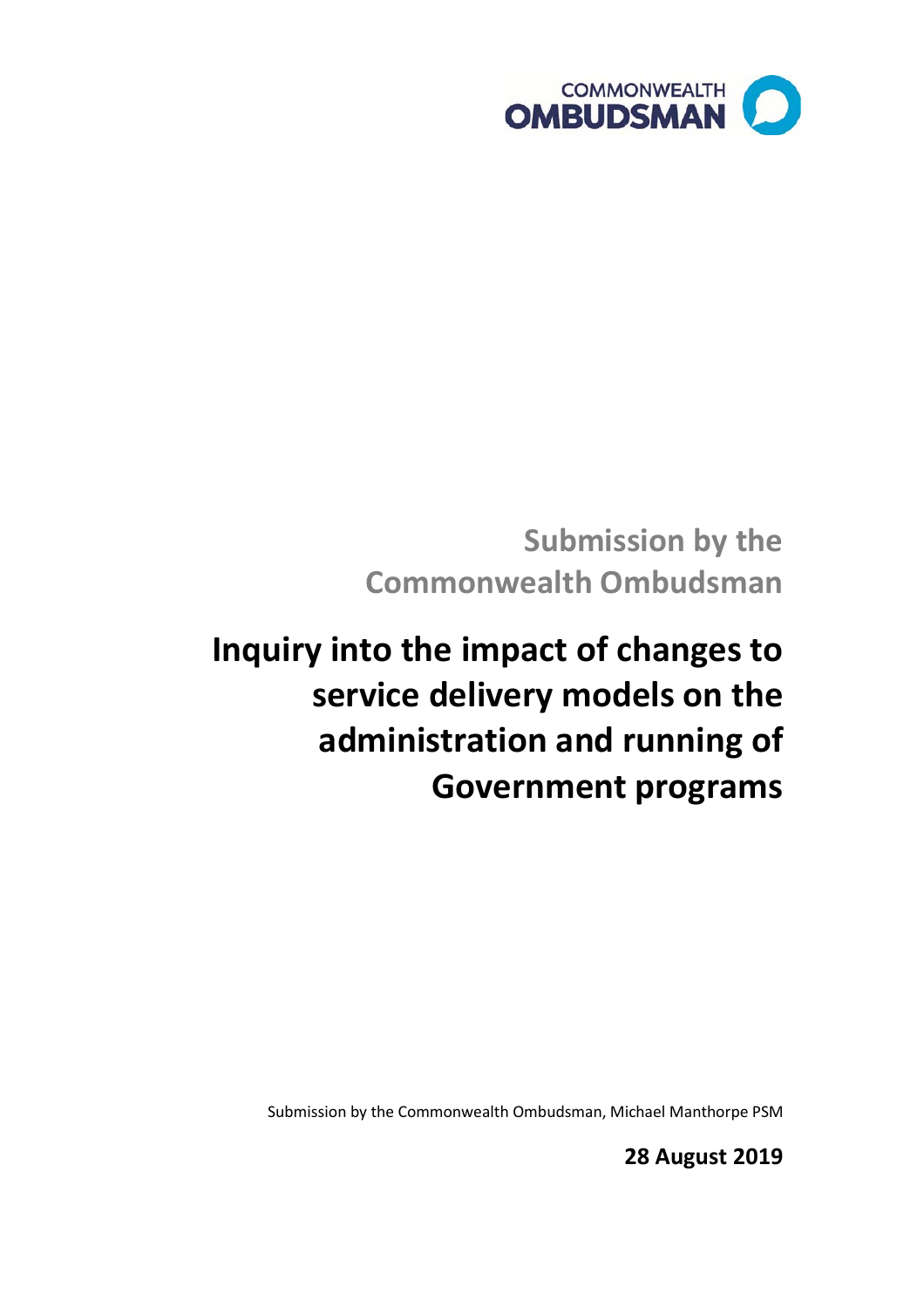COMMONWEALTH OMBUDSMAN

## Submission by the Commonwealth Ombudsman

# Inquiry into the impact of changes to service delivery models on the administration and running of Government programs

Submission by the Commonwealth Ombudsman, Michael Manthorpe PSM

**28 August 2019**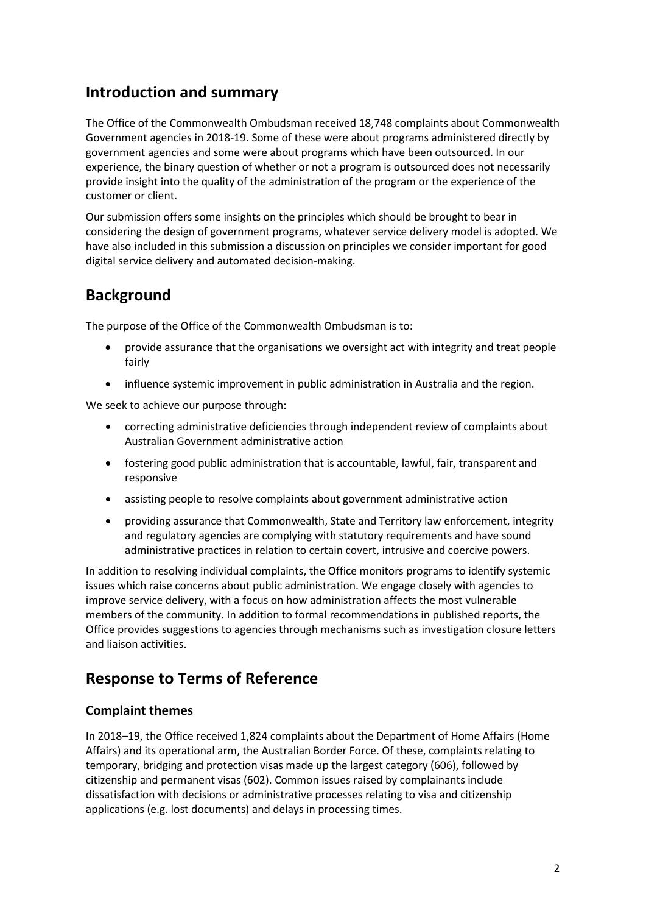## Introduction and summary

The Office of the Commonwealth Ombudsman received 18,748 complaints about Commonwealth Government agencies in 2018-19. Some of these were about programs administered directly by government agencies and some were about programs which have been outsourced. In our experience, the binary question of whether or not a program is outsourced does not necessarily provide insight into the quality of the administration of the program or the experience of the customer or client.

Our submission offers some insights on the principles which should be brought to bear in considering the design of government programs, whatever service delivery model is adopted. We have also included in this submission a discussion on principles we consider important for good digital service delivery and automated decision-making.

## Background

The purpose of the Office of the Commonwealth Ombudsman is to:

- provide assurance that the organisations we oversight act with integrity and treat people fairly
- influence systemic improvement in public administration in Australia and the region.

We seek to achieve our purpose through:

- correcting administrative deficiencies through independent review of complaints about Australian Government administrative action
- fostering good public administration that is accountable, lawful, fair, transparent and responsive
- assisting people to resolve complaints about government administrative action
- providing assurance that Commonwealth, State and Territory law enforcement, integrity and regulatory agencies are complying with statutory requirements and have sound administrative practices in relation to certain covert, intrusive and coercive powers.

In addition to resolving individual complaints, the Office monitors programs to identify systemic issues which raise concerns about public administration. We engage closely with agencies to improve service delivery, with a focus on how administration affects the most vulnerable members of the community. In addition to formal recommendations in published reports, the Office provides suggestions to agencies through mechanisms such as investigation closure letters and liaison activities.

## Response to Terms of Reference

### Complaint themes

In 2018–19, the Office received 1,824 complaints about the Department of Home Affairs (Home Affairs) and its operational arm, the Australian Border Force. Of these, complaints relating to temporary, bridging and protection visas made up the largest category (606), followed by citizenship and permanent visas (602). Common issues raised by complainants include dissatisfaction with decisions or administrative processes relating to visa and citizenship applications (e.g. lost documents) and delays in processing times.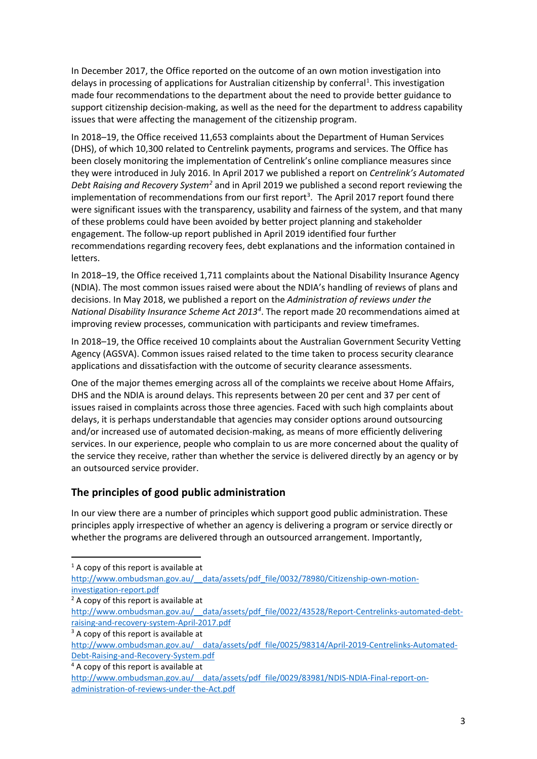In December 2017, the Office reported on the outcome of an own motion investigation into delays in processing of applications for Australian citizenship by conferral[1]. This investigation made four recommendations to the department about the need to provide better guidance to support citizenship decision-making, as well as the need for the department to address capability issues that were affecting the management of the citizenship program.

In 2018–19, the Office received 11,653 complaints about the Department of Human Services (DHS), of which 10,300 related to Centrelink payments, programs and services. The Office has been closely monitoring the implementation of Centrelink's online compliance measures since they were introduced in July 2016. In April 2017 we published a report on *Centrelink's Automated Debt Raising and Recovery System*[2] and in April 2019 we published a second report reviewing the implementation of recommendations from our first report[3]. The April 2017 report found there were significant issues with the transparency, usability and fairness of the system, and that many of these problems could have been avoided by better project planning and stakeholder engagement. The follow-up report published in April 2019 identified four further recommendations regarding recovery fees, debt explanations and the information contained in letters.

In 2018–19, the Office received 1,711 complaints about the National Disability Insurance Agency (NDIA). The most common issues raised were about the NDIA's handling of reviews of plans and decisions. In May 2018, we published a report on the *Administration of reviews under the National Disability Insurance Scheme Act 2013*[4]. The report made 20 recommendations aimed at improving review processes, communication with participants and review timeframes.

In 2018–19, the Office received 10 complaints about the Australian Government Security Vetting Agency (AGSVA). Common issues raised related to the time taken to process security clearance applications and dissatisfaction with the outcome of security clearance assessments.

One of the major themes emerging across all of the complaints we receive about Home Affairs, DHS and the NDIA is around delays. This represents between 20 per cent and 37 per cent of issues raised in complaints across those three agencies. Faced with such high complaints about delays, it is perhaps understandable that agencies may consider options around outsourcing and/or increased use of automated decision-making, as means of more efficiently delivering services. In our experience, people who complain to us are more concerned about the quality of the service they receive, rather than whether the service is delivered directly by an agency or by an outsourced service provider.

## The principles of good public administration

In our view there are a number of principles which support good public administration. These principles apply irrespective of whether an agency is delivering a program or service directly or whether the programs are delivered through an outsourced arrangement. Importantly,

---

[1] A copy of this report is available at http://www.ombudsman.gov.au/__data/assets/pdf_file/0032/78980/Citizenship-own-motion-investigation-report.pdf

[2] A copy of this report is available at http://www.ombudsman.gov.au/__data/assets/pdf_file/0022/43528/Report-Centrelinks-automated-debt-raising-and-recovery-system-April-2017.pdf

[3] A copy of this report is available at http://www.ombudsman.gov.au/__data/assets/pdf_file/0025/98314/April-2019-Centrelinks-Automated-Debt-Raising-and-Recovery-System.pdf

[4] A copy of this report is available at http://www.ombudsman.gov.au/__data/assets/pdf_file/0029/83981/NDIS-NDIA-Final-report-on-administration-of-reviews-under-the-Act.pdf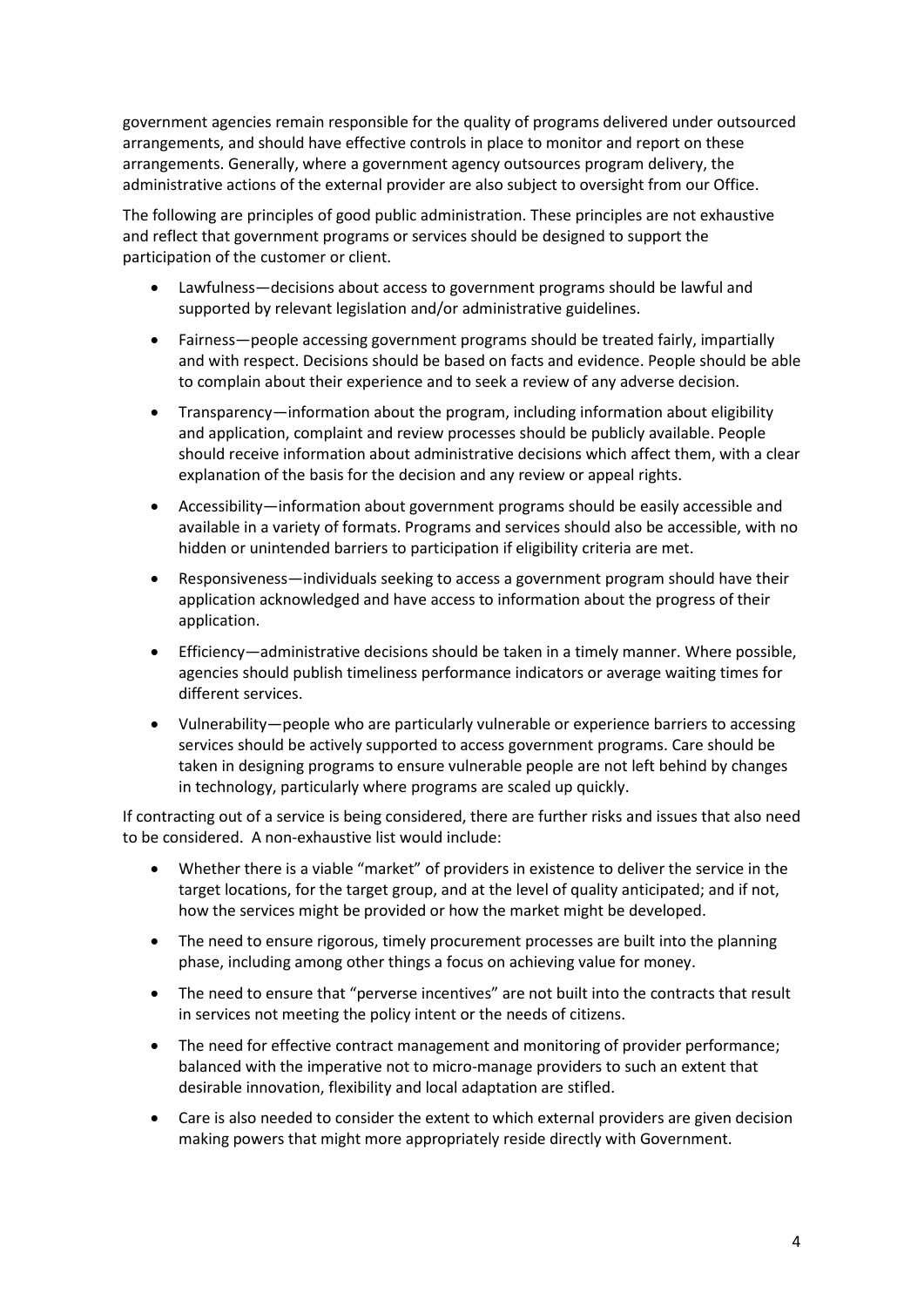government agencies remain responsible for the quality of programs delivered under outsourced arrangements, and should have effective controls in place to monitor and report on these arrangements. Generally, where a government agency outsources program delivery, the administrative actions of the external provider are also subject to oversight from our Office.

The following are principles of good public administration. These principles are not exhaustive and reflect that government programs or services should be designed to support the participation of the customer or client.

- Lawfulness—decisions about access to government programs should be lawful and supported by relevant legislation and/or administrative guidelines.
- Fairness—people accessing government programs should be treated fairly, impartially and with respect. Decisions should be based on facts and evidence. People should be able to complain about their experience and to seek a review of any adverse decision.
- Transparency—information about the program, including information about eligibility and application, complaint and review processes should be publicly available. People should receive information about administrative decisions which affect them, with a clear explanation of the basis for the decision and any review or appeal rights.
- Accessibility—information about government programs should be easily accessible and available in a variety of formats. Programs and services should also be accessible, with no hidden or unintended barriers to participation if eligibility criteria are met.
- Responsiveness—individuals seeking to access a government program should have their application acknowledged and have access to information about the progress of their application.
- Efficiency—administrative decisions should be taken in a timely manner. Where possible, agencies should publish timeliness performance indicators or average waiting times for different services.
- Vulnerability—people who are particularly vulnerable or experience barriers to accessing services should be actively supported to access government programs. Care should be taken in designing programs to ensure vulnerable people are not left behind by changes in technology, particularly where programs are scaled up quickly.

If contracting out of a service is being considered, there are further risks and issues that also need to be considered. A non-exhaustive list would include:

- Whether there is a viable "market" of providers in existence to deliver the service in the target locations, for the target group, and at the level of quality anticipated; and if not, how the services might be provided or how the market might be developed.
- The need to ensure rigorous, timely procurement processes are built into the planning phase, including among other things a focus on achieving value for money.
- The need to ensure that "perverse incentives" are not built into the contracts that result in services not meeting the policy intent or the needs of citizens.
- The need for effective contract management and monitoring of provider performance; balanced with the imperative not to micro-manage providers to such an extent that desirable innovation, flexibility and local adaptation are stifled.
- Care is also needed to consider the extent to which external providers are given decision making powers that might more appropriately reside directly with Government.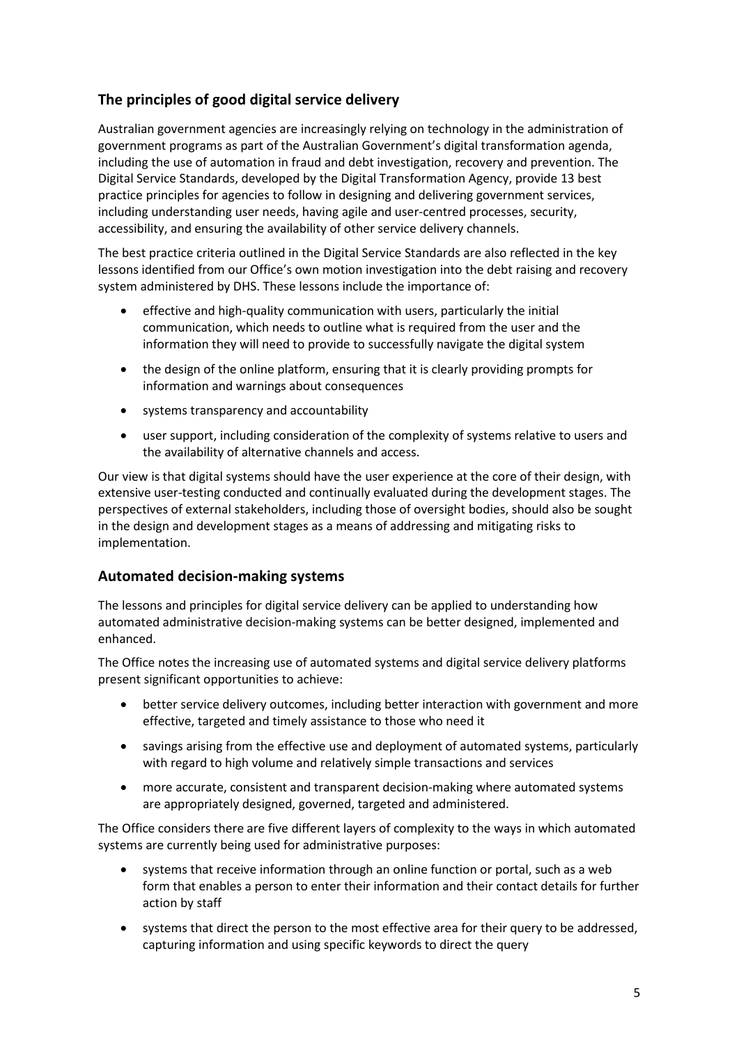## The principles of good digital service delivery

Australian government agencies are increasingly relying on technology in the administration of government programs as part of the Australian Government's digital transformation agenda, including the use of automation in fraud and debt investigation, recovery and prevention. The Digital Service Standards, developed by the Digital Transformation Agency, provide 13 best practice principles for agencies to follow in designing and delivering government services, including understanding user needs, having agile and user-centred processes, security, accessibility, and ensuring the availability of other service delivery channels.

The best practice criteria outlined in the Digital Service Standards are also reflected in the key lessons identified from our Office's own motion investigation into the debt raising and recovery system administered by DHS. These lessons include the importance of:

- effective and high-quality communication with users, particularly the initial communication, which needs to outline what is required from the user and the information they will need to provide to successfully navigate the digital system
- the design of the online platform, ensuring that it is clearly providing prompts for information and warnings about consequences
- systems transparency and accountability
- user support, including consideration of the complexity of systems relative to users and the availability of alternative channels and access.

Our view is that digital systems should have the user experience at the core of their design, with extensive user-testing conducted and continually evaluated during the development stages. The perspectives of external stakeholders, including those of oversight bodies, should also be sought in the design and development stages as a means of addressing and mitigating risks to implementation.

## Automated decision-making systems

The lessons and principles for digital service delivery can be applied to understanding how automated administrative decision-making systems can be better designed, implemented and enhanced.

The Office notes the increasing use of automated systems and digital service delivery platforms present significant opportunities to achieve:

- better service delivery outcomes, including better interaction with government and more effective, targeted and timely assistance to those who need it
- savings arising from the effective use and deployment of automated systems, particularly with regard to high volume and relatively simple transactions and services
- more accurate, consistent and transparent decision-making where automated systems are appropriately designed, governed, targeted and administered.

The Office considers there are five different layers of complexity to the ways in which automated systems are currently being used for administrative purposes:

- systems that receive information through an online function or portal, such as a web form that enables a person to enter their information and their contact details for further action by staff
- systems that direct the person to the most effective area for their query to be addressed, capturing information and using specific keywords to direct the query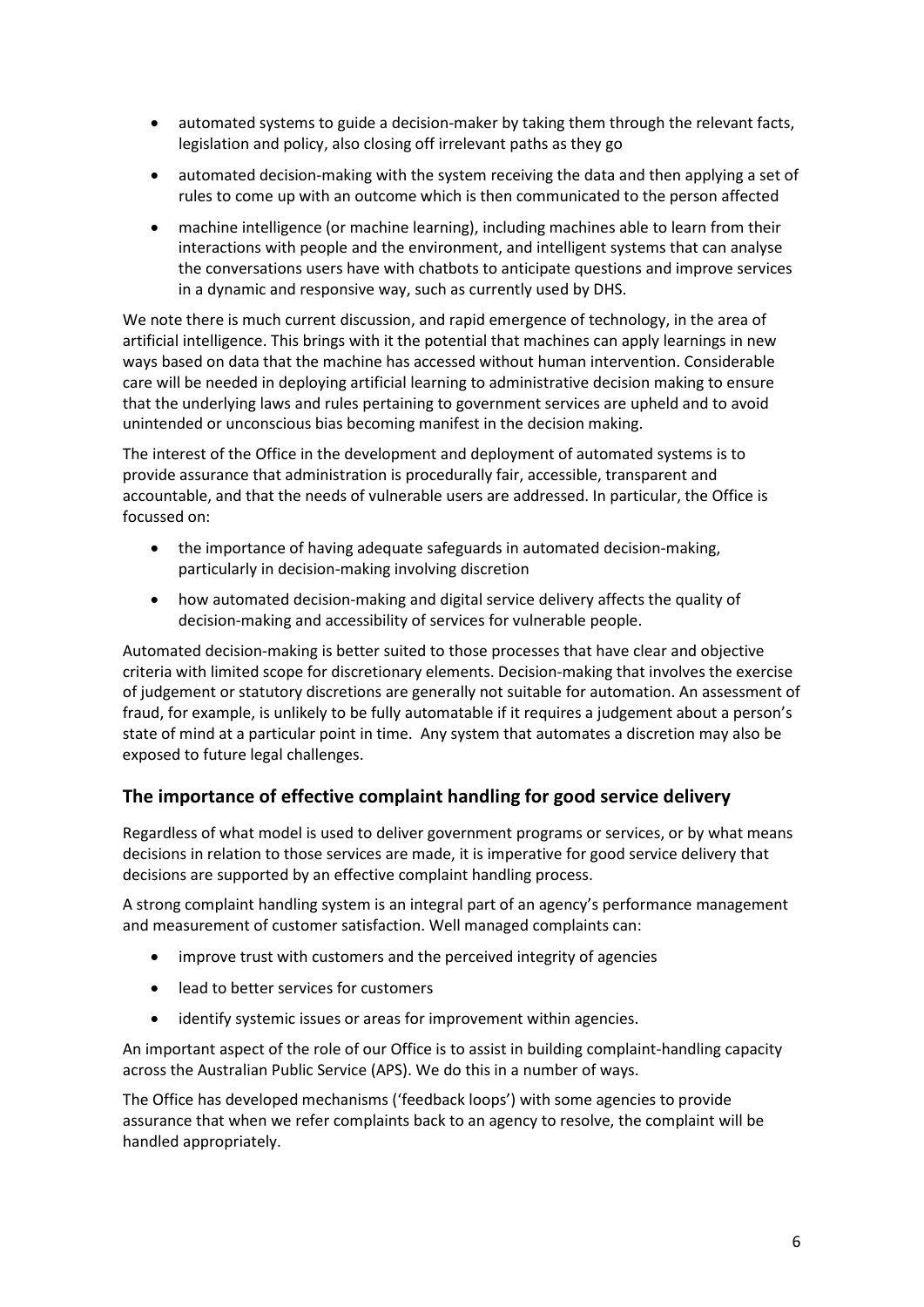- automated systems to guide a decision-maker by taking them through the relevant facts, legislation and policy, also closing off irrelevant paths as they go
- automated decision-making with the system receiving the data and then applying a set of rules to come up with an outcome which is then communicated to the person affected
- machine intelligence (or machine learning), including machines able to learn from their interactions with people and the environment, and intelligent systems that can analyse the conversations users have with chatbots to anticipate questions and improve services in a dynamic and responsive way, such as currently used by DHS.

We note there is much current discussion, and rapid emergence of technology, in the area of artificial intelligence. This brings with it the potential that machines can apply learnings in new ways based on data that the machine has accessed without human intervention. Considerable care will be needed in deploying artificial learning to administrative decision making to ensure that the underlying laws and rules pertaining to government services are upheld and to avoid unintended or unconscious bias becoming manifest in the decision making.

The interest of the Office in the development and deployment of automated systems is to provide assurance that administration is procedurally fair, accessible, transparent and accountable, and that the needs of vulnerable users are addressed. In particular, the Office is focussed on:

- the importance of having adequate safeguards in automated decision-making, particularly in decision-making involving discretion
- how automated decision-making and digital service delivery affects the quality of decision-making and accessibility of services for vulnerable people.

Automated decision-making is better suited to those processes that have clear and objective criteria with limited scope for discretionary elements. Decision-making that involves the exercise of judgement or statutory discretions are generally not suitable for automation. An assessment of fraud, for example, is unlikely to be fully automatable if it requires a judgement about a person's state of mind at a particular point in time. Any system that automates a discretion may also be exposed to future legal challenges.

## The importance of effective complaint handling for good service delivery

Regardless of what model is used to deliver government programs or services, or by what means decisions in relation to those services are made, it is imperative for good service delivery that decisions are supported by an effective complaint handling process.

A strong complaint handling system is an integral part of an agency's performance management and measurement of customer satisfaction. Well managed complaints can:

- improve trust with customers and the perceived integrity of agencies
- lead to better services for customers
- identify systemic issues or areas for improvement within agencies.

An important aspect of the role of our Office is to assist in building complaint-handling capacity across the Australian Public Service (APS). We do this in a number of ways.

The Office has developed mechanisms ('feedback loops') with some agencies to provide assurance that when we refer complaints back to an agency to resolve, the complaint will be handled appropriately.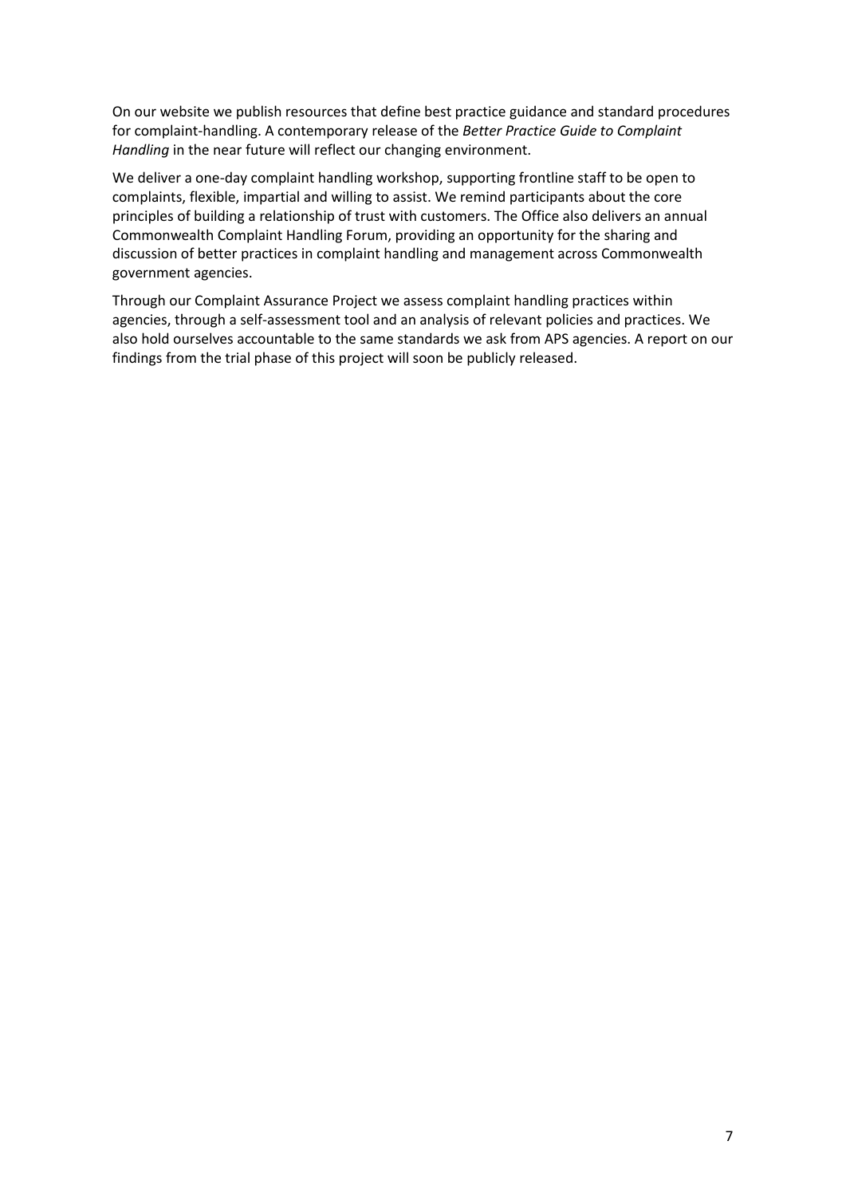On our website we publish resources that define best practice guidance and standard procedures for complaint-handling. A contemporary release of the *Better Practice Guide to Complaint Handling* in the near future will reflect our changing environment.

We deliver a one-day complaint handling workshop, supporting frontline staff to be open to complaints, flexible, impartial and willing to assist. We remind participants about the core principles of building a relationship of trust with customers. The Office also delivers an annual Commonwealth Complaint Handling Forum, providing an opportunity for the sharing and discussion of better practices in complaint handling and management across Commonwealth government agencies.

Through our Complaint Assurance Project we assess complaint handling practices within agencies, through a self-assessment tool and an analysis of relevant policies and practices. We also hold ourselves accountable to the same standards we ask from APS agencies. A report on our findings from the trial phase of this project will soon be publicly released.